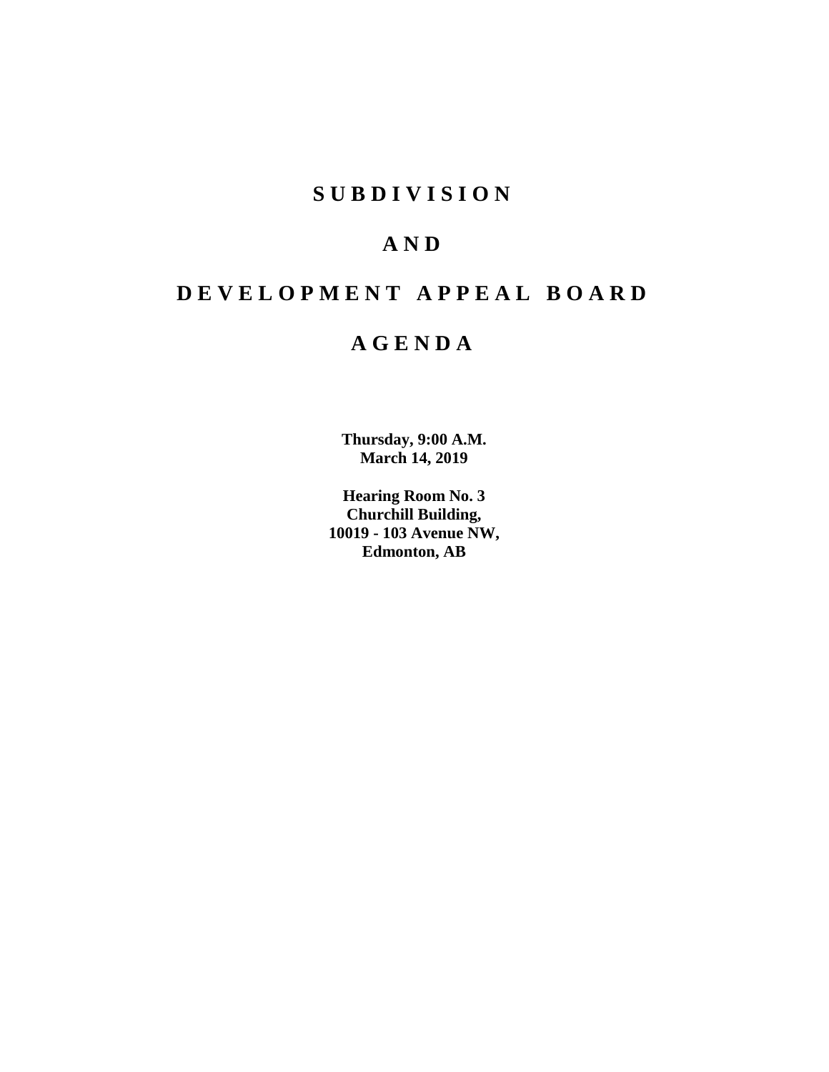# SUBDIVISION

# AND

# DEVELOPMENT APPEAL BOARD

# AGENDA

**Thursday, 9:00 A.M.**
**March 14, 2019**

**Hearing Room No. 3**
**Churchill Building,**
**10019 - 103 Avenue NW,**
**Edmonton, AB**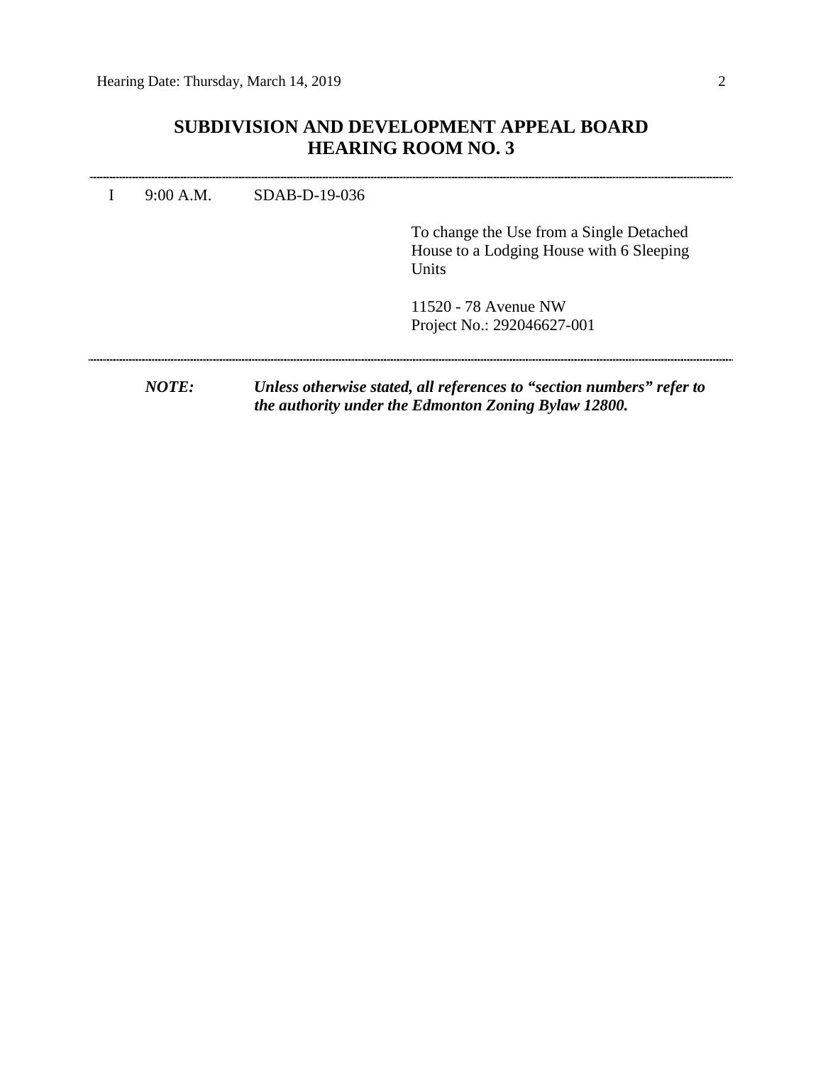## SUBDIVISION AND DEVELOPMENT APPEAL BOARD
## HEARING ROOM NO. 3

---

I 9:00 A.M. SDAB-D-19-036

To change the Use from a Single Detached House to a Lodging House with 6 Sleeping Units

11520 - 78 Avenue NW
Project No.: 292046627-001

---

***NOTE:*** ***Unless otherwise stated, all references to "section numbers" refer to the authority under the Edmonton Zoning Bylaw 12800.***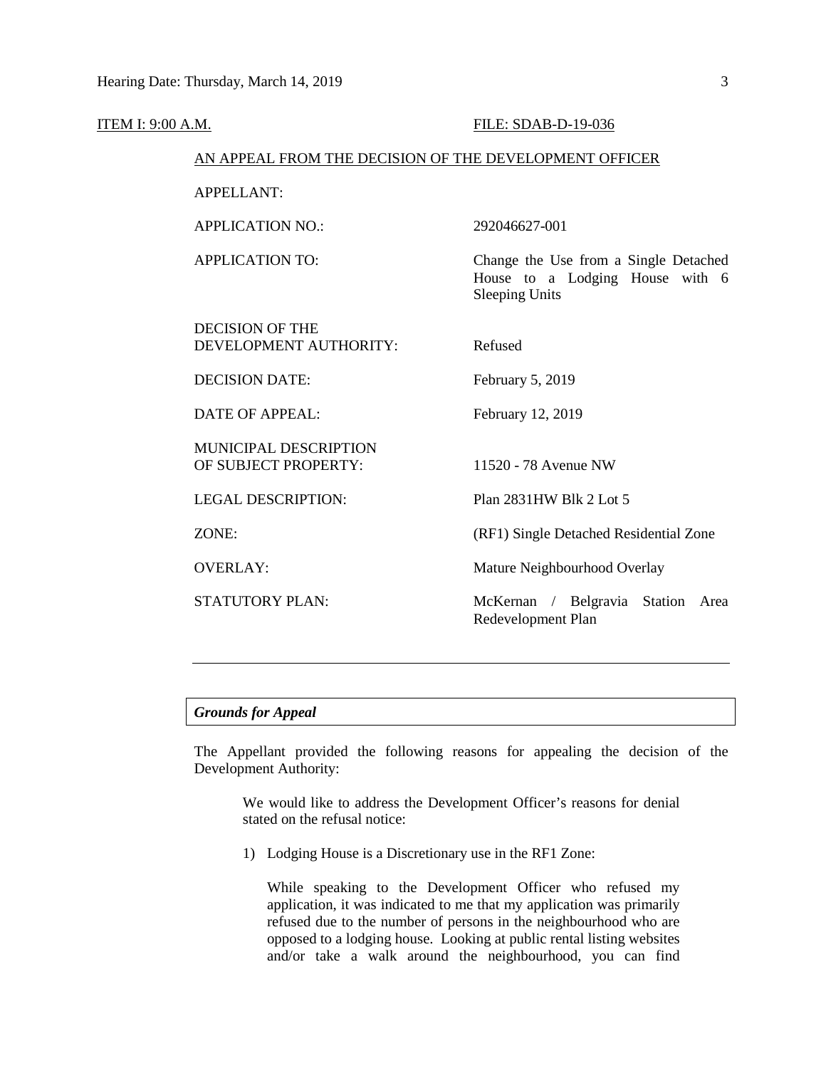ITEM I: 9:00 A.M. FILE: SDAB-D-19-036

AN APPEAL FROM THE DECISION OF THE DEVELOPMENT OFFICER

| | |
|---|---|
| APPELLANT: | |
| APPLICATION NO.: | 292046627-001 |
| APPLICATION TO: | Change the Use from a Single Detached House to a Lodging House with 6 Sleeping Units |
| DECISION OF THE DEVELOPMENT AUTHORITY: | Refused |
| DECISION DATE: | February 5, 2019 |
| DATE OF APPEAL: | February 12, 2019 |
| MUNICIPAL DESCRIPTION OF SUBJECT PROPERTY: | 11520 - 78 Avenue NW |
| LEGAL DESCRIPTION: | Plan 2831HW Blk 2 Lot 5 |
| ZONE: | (RF1) Single Detached Residential Zone |
| OVERLAY: | Mature Neighbourhood Overlay |
| STATUTORY PLAN: | McKernan / Belgravia Station Area Redevelopment Plan |

---

***Grounds for Appeal***

The Appellant provided the following reasons for appealing the decision of the Development Authority:

> We would like to address the Development Officer's reasons for denial stated on the refusal notice:
>
> 1) Lodging House is a Discretionary use in the RF1 Zone:
>
> While speaking to the Development Officer who refused my application, it was indicated to me that my application was primarily refused due to the number of persons in the neighbourhood who are opposed to a lodging house. Looking at public rental listing websites and/or take a walk around the neighbourhood, you can find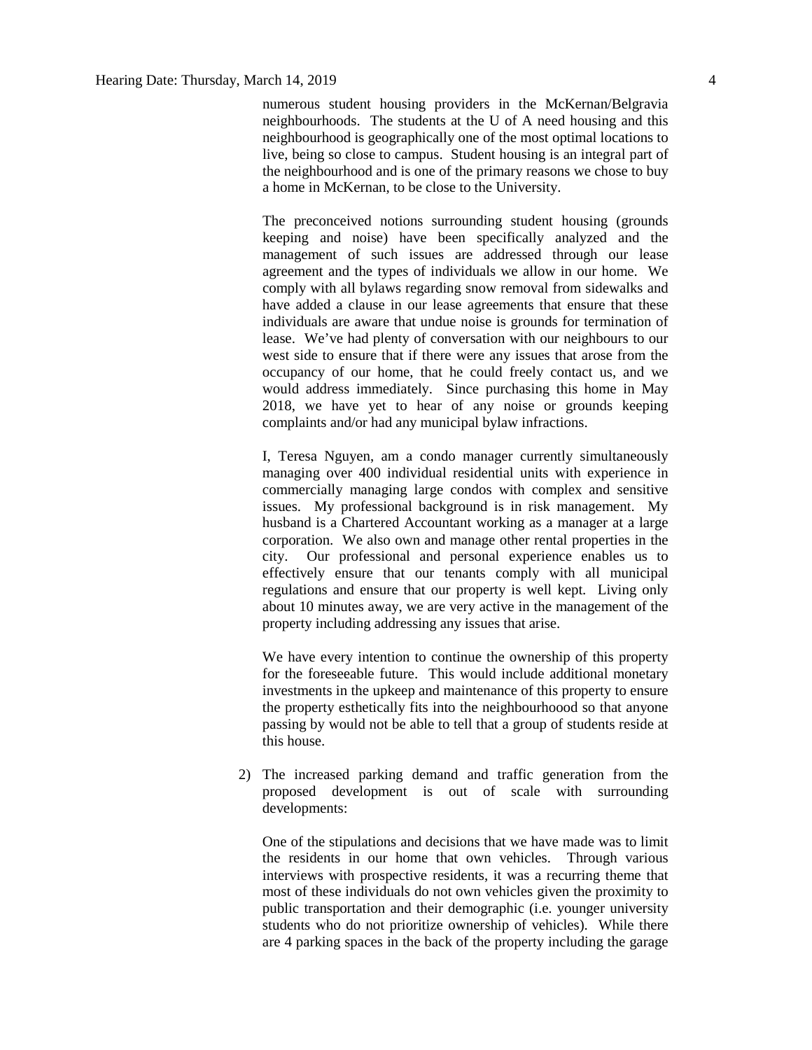numerous student housing providers in the McKernan/Belgravia neighbourhoods. The students at the U of A need housing and this neighbourhood is geographically one of the most optimal locations to live, being so close to campus. Student housing is an integral part of the neighbourhood and is one of the primary reasons we chose to buy a home in McKernan, to be close to the University.

The preconceived notions surrounding student housing (grounds keeping and noise) have been specifically analyzed and the management of such issues are addressed through our lease agreement and the types of individuals we allow in our home. We comply with all bylaws regarding snow removal from sidewalks and have added a clause in our lease agreements that ensure that these individuals are aware that undue noise is grounds for termination of lease. We've had plenty of conversation with our neighbours to our west side to ensure that if there were any issues that arose from the occupancy of our home, that he could freely contact us, and we would address immediately. Since purchasing this home in May 2018, we have yet to hear of any noise or grounds keeping complaints and/or had any municipal bylaw infractions.

I, Teresa Nguyen, am a condo manager currently simultaneously managing over 400 individual residential units with experience in commercially managing large condos with complex and sensitive issues. My professional background is in risk management. My husband is a Chartered Accountant working as a manager at a large corporation. We also own and manage other rental properties in the city. Our professional and personal experience enables us to effectively ensure that our tenants comply with all municipal regulations and ensure that our property is well kept. Living only about 10 minutes away, we are very active in the management of the property including addressing any issues that arise.

We have every intention to continue the ownership of this property for the foreseeable future. This would include additional monetary investments in the upkeep and maintenance of this property to ensure the property esthetically fits into the neighbourhoood so that anyone passing by would not be able to tell that a group of students reside at this house.

2) The increased parking demand and traffic generation from the proposed development is out of scale with surrounding developments:

One of the stipulations and decisions that we have made was to limit the residents in our home that own vehicles. Through various interviews with prospective residents, it was a recurring theme that most of these individuals do not own vehicles given the proximity to public transportation and their demographic (i.e. younger university students who do not prioritize ownership of vehicles). While there are 4 parking spaces in the back of the property including the garage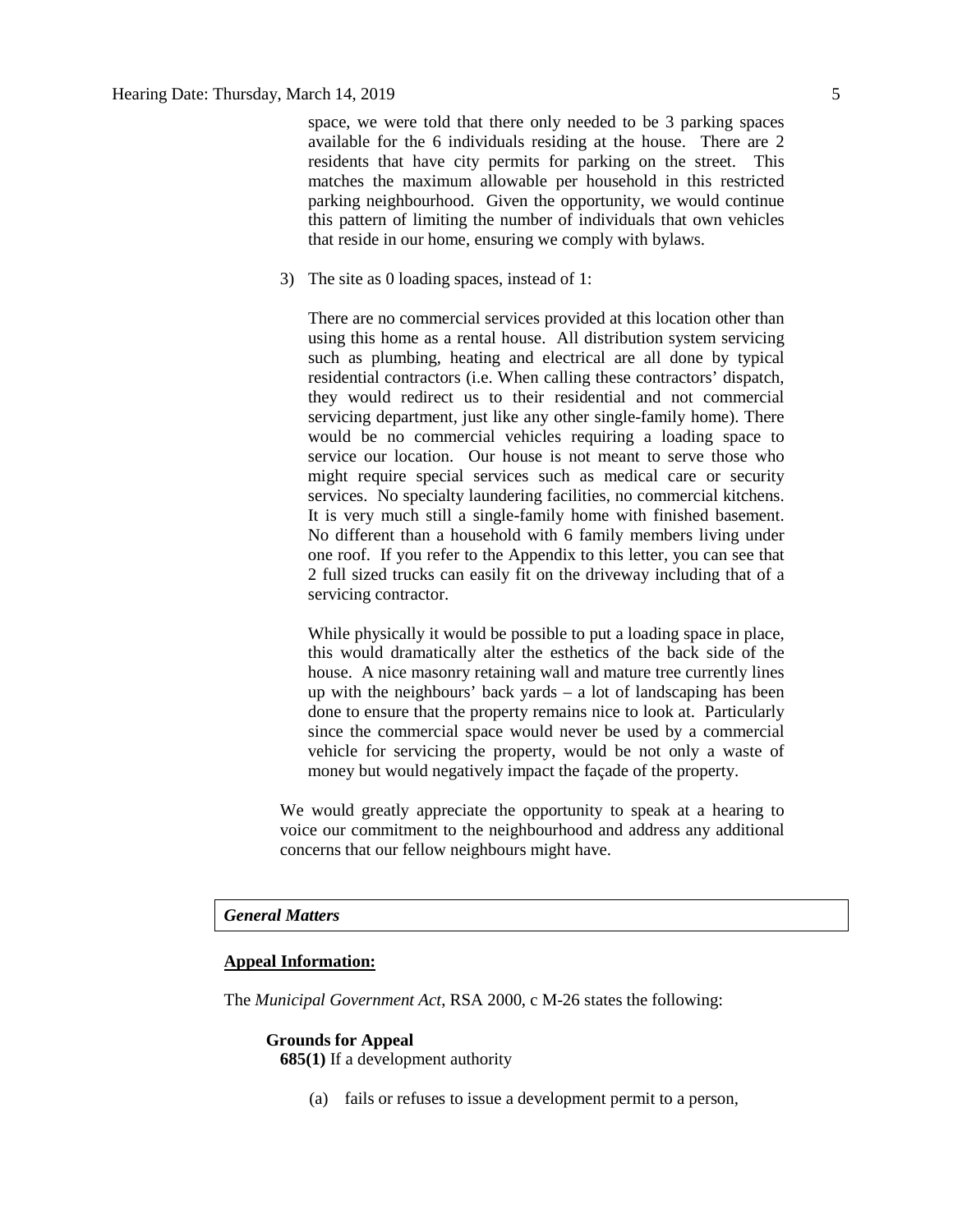space, we were told that there only needed to be 3 parking spaces available for the 6 individuals residing at the house. There are 2 residents that have city permits for parking on the street. This matches the maximum allowable per household in this restricted parking neighbourhood. Given the opportunity, we would continue this pattern of limiting the number of individuals that own vehicles that reside in our home, ensuring we comply with bylaws.

3) The site as 0 loading spaces, instead of 1:

   There are no commercial services provided at this location other than using this home as a rental house. All distribution system servicing such as plumbing, heating and electrical are all done by typical residential contractors (i.e. When calling these contractors' dispatch, they would redirect us to their residential and not commercial servicing department, just like any other single-family home). There would be no commercial vehicles requiring a loading space to service our location. Our house is not meant to serve those who might require special services such as medical care or security services. No specialty laundering facilities, no commercial kitchens. It is very much still a single-family home with finished basement. No different than a household with 6 family members living under one roof. If you refer to the Appendix to this letter, you can see that 2 full sized trucks can easily fit on the driveway including that of a servicing contractor.

   While physically it would be possible to put a loading space in place, this would dramatically alter the esthetics of the back side of the house. A nice masonry retaining wall and mature tree currently lines up with the neighbours' back yards – a lot of landscaping has been done to ensure that the property remains nice to look at. Particularly since the commercial space would never be used by a commercial vehicle for servicing the property, would be not only a waste of money but would negatively impact the façade of the property.

We would greatly appreciate the opportunity to speak at a hearing to voice our commitment to the neighbourhood and address any additional concerns that our fellow neighbours might have.

### *General Matters*

**Appeal Information:**

The *Municipal Government Act*, RSA 2000, c M-26 states the following:

**Grounds for Appeal**

**685(1)** If a development authority

(a) fails or refuses to issue a development permit to a person,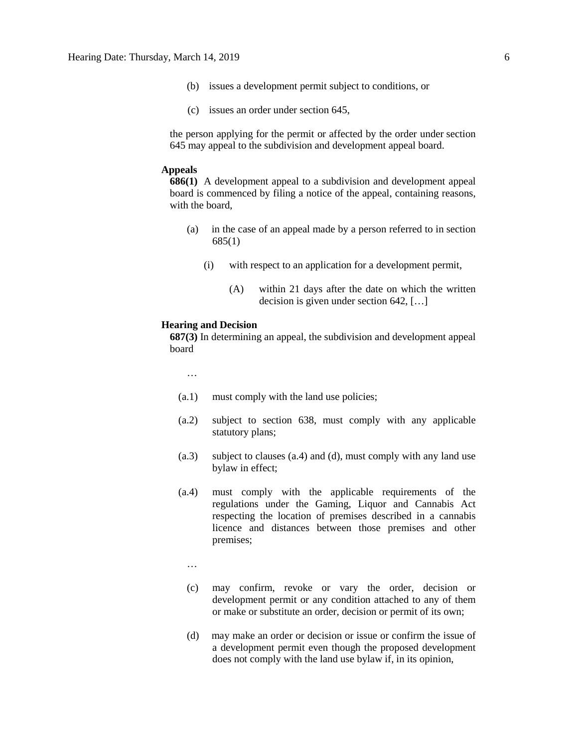(b) issues a development permit subject to conditions, or

(c) issues an order under section 645,

the person applying for the permit or affected by the order under section 645 may appeal to the subdivision and development appeal board.

**Appeals**

**686(1)** A development appeal to a subdivision and development appeal board is commenced by filing a notice of the appeal, containing reasons, with the board,

(a) in the case of an appeal made by a person referred to in section 685(1)

(i) with respect to an application for a development permit,

(A) within 21 days after the date on which the written decision is given under section 642, […]

**Hearing and Decision**

**687(3)** In determining an appeal, the subdivision and development appeal board

…

(a.1) must comply with the land use policies;

(a.2) subject to section 638, must comply with any applicable statutory plans;

(a.3) subject to clauses (a.4) and (d), must comply with any land use bylaw in effect;

(a.4) must comply with the applicable requirements of the regulations under the Gaming, Liquor and Cannabis Act respecting the location of premises described in a cannabis licence and distances between those premises and other premises;

…

(c) may confirm, revoke or vary the order, decision or development permit or any condition attached to any of them or make or substitute an order, decision or permit of its own;

(d) may make an order or decision or issue or confirm the issue of a development permit even though the proposed development does not comply with the land use bylaw if, in its opinion,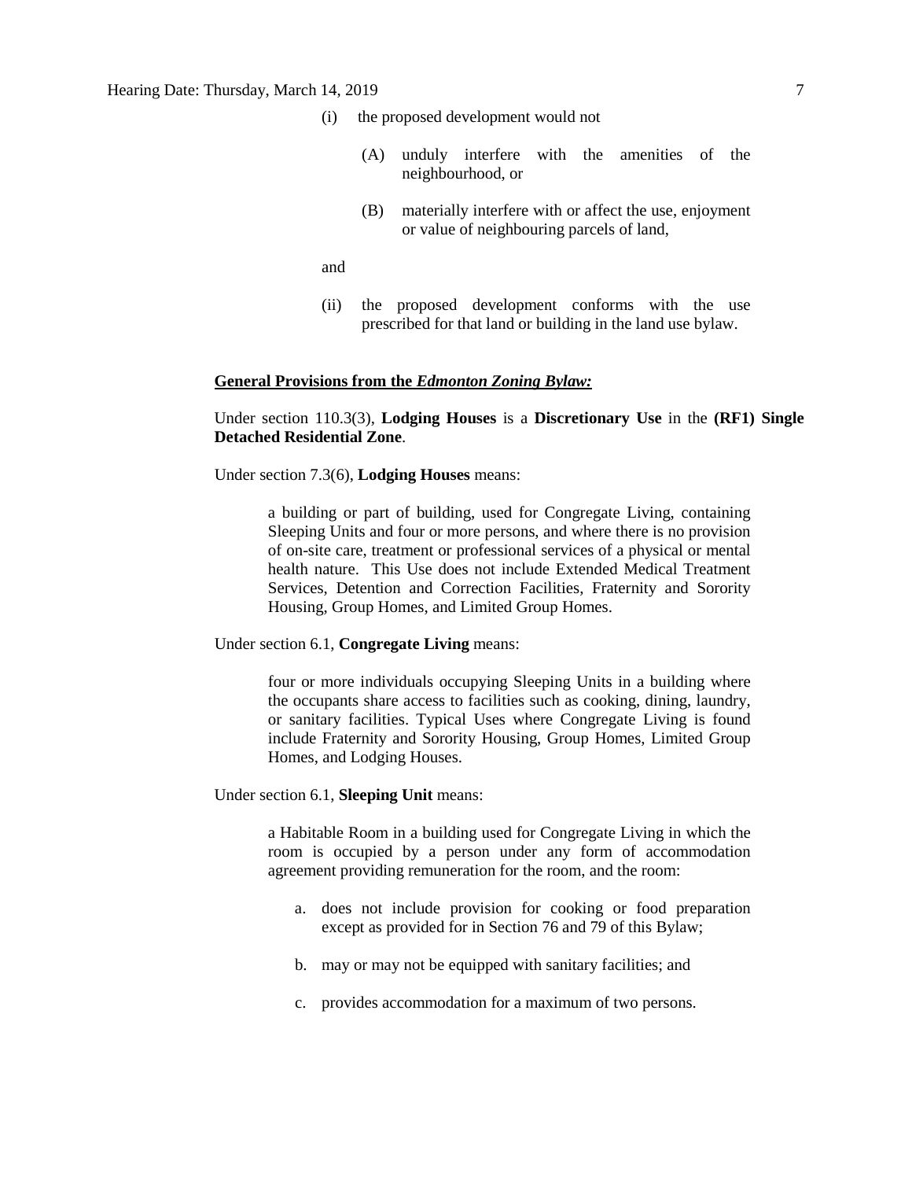(i) the proposed development would not

  (A) unduly interfere with the amenities of the neighbourhood, or

  (B) materially interfere with or affect the use, enjoyment or value of neighbouring parcels of land,

and

(ii) the proposed development conforms with the use prescribed for that land or building in the land use bylaw.

**General Provisions from the *Edmonton Zoning Bylaw:***

Under section 110.3(3), **Lodging Houses** is a **Discretionary Use** in the **(RF1) Single Detached Residential Zone**.

Under section 7.3(6), **Lodging Houses** means:

> a building or part of building, used for Congregate Living, containing Sleeping Units and four or more persons, and where there is no provision of on-site care, treatment or professional services of a physical or mental health nature. This Use does not include Extended Medical Treatment Services, Detention and Correction Facilities, Fraternity and Sorority Housing, Group Homes, and Limited Group Homes.

Under section 6.1, **Congregate Living** means:

> four or more individuals occupying Sleeping Units in a building where the occupants share access to facilities such as cooking, dining, laundry, or sanitary facilities. Typical Uses where Congregate Living is found include Fraternity and Sorority Housing, Group Homes, Limited Group Homes, and Lodging Houses.

Under section 6.1, **Sleeping Unit** means:

> a Habitable Room in a building used for Congregate Living in which the room is occupied by a person under any form of accommodation agreement providing remuneration for the room, and the room:
>
> a. does not include provision for cooking or food preparation except as provided for in Section 76 and 79 of this Bylaw;
>
> b. may or may not be equipped with sanitary facilities; and
>
> c. provides accommodation for a maximum of two persons.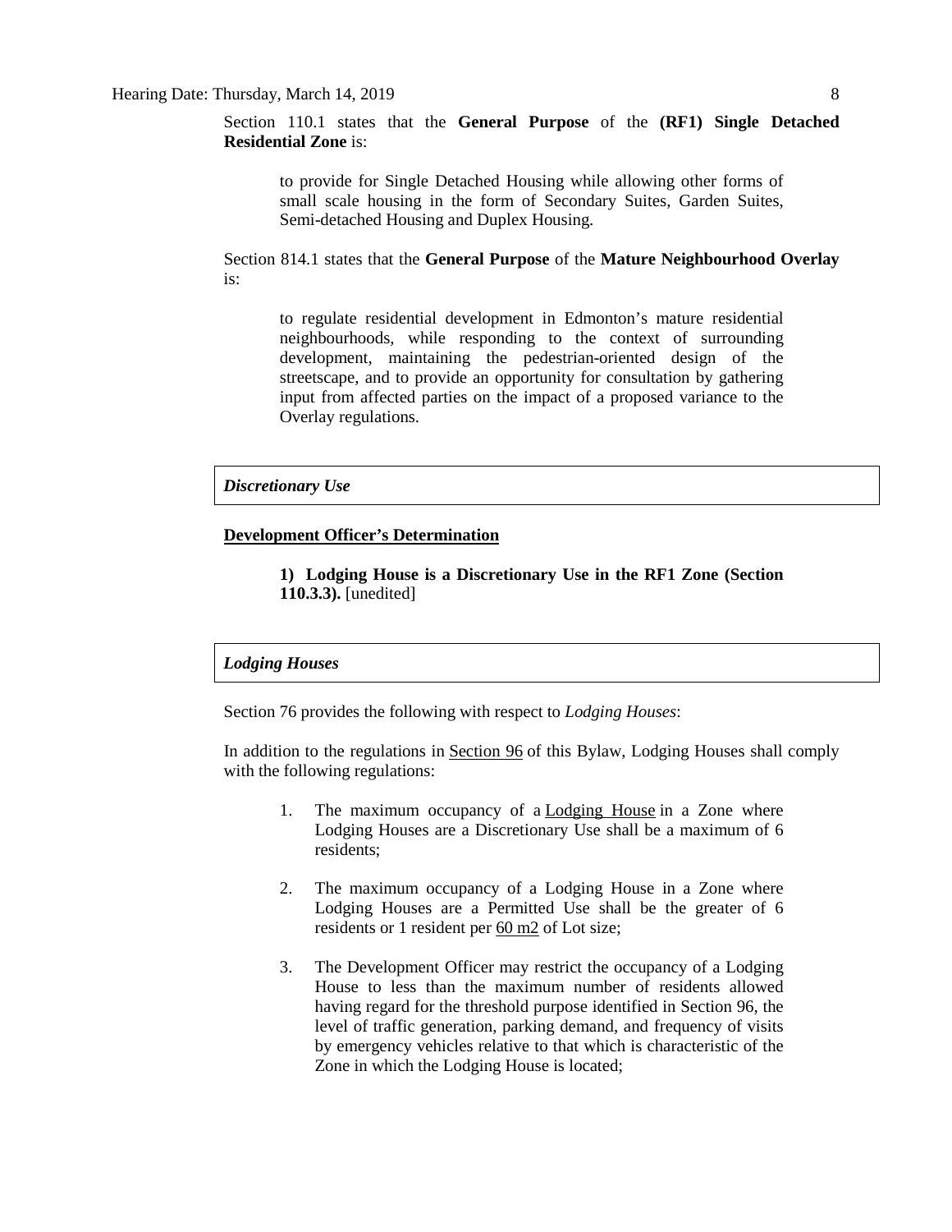Section 110.1 states that the **General Purpose** of the **(RF1) Single Detached Residential Zone** is:

> to provide for Single Detached Housing while allowing other forms of small scale housing in the form of Secondary Suites, Garden Suites, Semi-detached Housing and Duplex Housing.

Section 814.1 states that the **General Purpose** of the **Mature Neighbourhood Overlay** is:

> to regulate residential development in Edmonton's mature residential neighbourhoods, while responding to the context of surrounding development, maintaining the pedestrian-oriented design of the streetscape, and to provide an opportunity for consultation by gathering input from affected parties on the impact of a proposed variance to the Overlay regulations.

***Discretionary Use***

**Development Officer's Determination**

> **1) Lodging House is a Discretionary Use in the RF1 Zone (Section 110.3.3).** [unedited]

***Lodging Houses***

Section 76 provides the following with respect to *Lodging Houses*:

In addition to the regulations in Section 96 of this Bylaw, Lodging Houses shall comply with the following regulations:

1. The maximum occupancy of a Lodging House in a Zone where Lodging Houses are a Discretionary Use shall be a maximum of 6 residents;

2. The maximum occupancy of a Lodging House in a Zone where Lodging Houses are a Permitted Use shall be the greater of 6 residents or 1 resident per 60 m2 of Lot size;

3. The Development Officer may restrict the occupancy of a Lodging House to less than the maximum number of residents allowed having regard for the threshold purpose identified in Section 96, the level of traffic generation, parking demand, and frequency of visits by emergency vehicles relative to that which is characteristic of the Zone in which the Lodging House is located;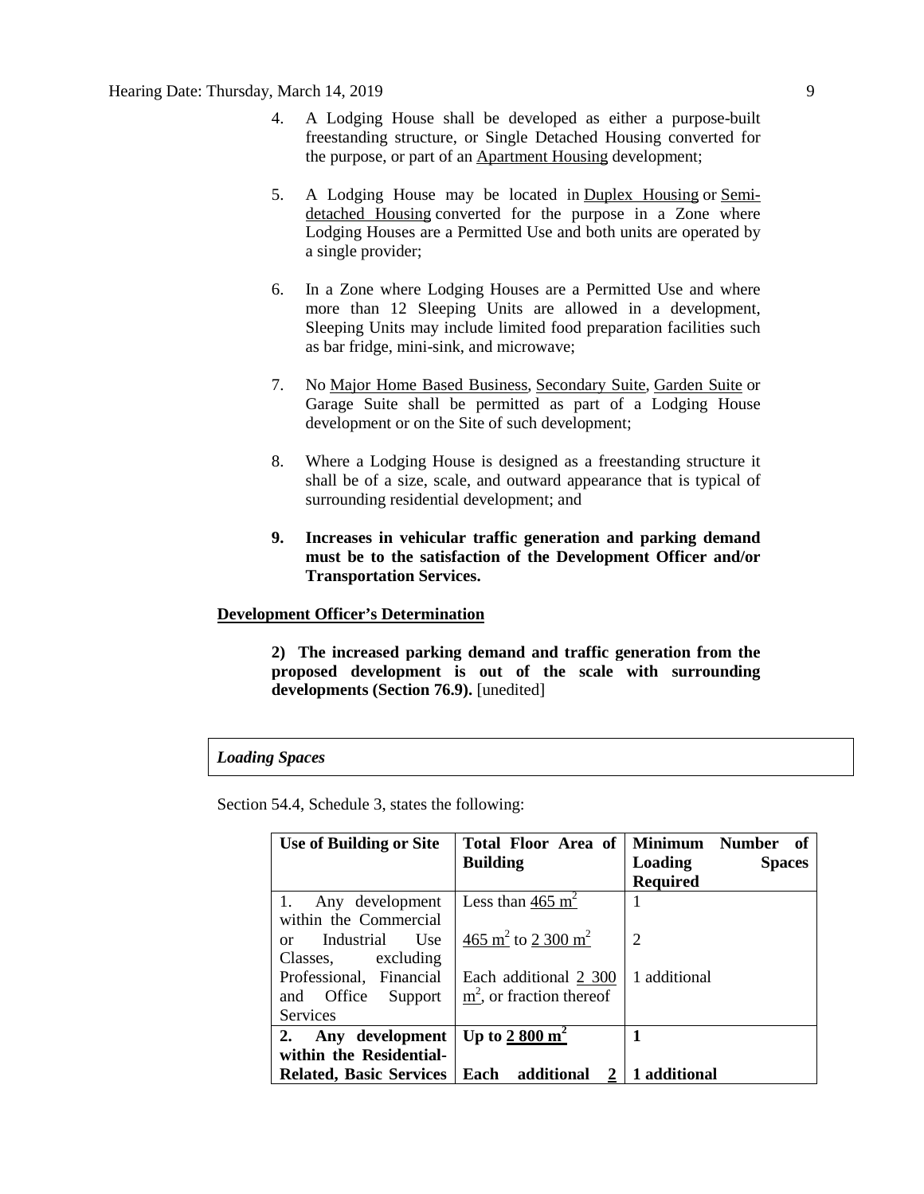4. A Lodging House shall be developed as either a purpose-built freestanding structure, or Single Detached Housing converted for the purpose, or part of an Apartment Housing development;

5. A Lodging House may be located in Duplex Housing or Semi-detached Housing converted for the purpose in a Zone where Lodging Houses are a Permitted Use and both units are operated by a single provider;

6. In a Zone where Lodging Houses are a Permitted Use and where more than 12 Sleeping Units are allowed in a development, Sleeping Units may include limited food preparation facilities such as bar fridge, mini-sink, and microwave;

7. No Major Home Based Business, Secondary Suite, Garden Suite or Garage Suite shall be permitted as part of a Lodging House development or on the Site of such development;

8. Where a Lodging House is designed as a freestanding structure it shall be of a size, scale, and outward appearance that is typical of surrounding residential development; and

9. **Increases in vehicular traffic generation and parking demand must be to the satisfaction of the Development Officer and/or Transportation Services.**

**Development Officer's Determination**

**2) The increased parking demand and traffic generation from the proposed development is out of the scale with surrounding developments (Section 76.9).** [unedited]

***Loading Spaces***

Section 54.4, Schedule 3, states the following:

| Use of Building or Site | Total Floor Area of Building | Minimum Number of Loading Spaces Required |
|---|---|---|
| 1. Any development within the Commercial or Industrial Use Classes, excluding Professional, Financial and Office Support Services | Less than $465 m^2$ | 1 |
| | $465 m^2$ to $2 300 m^2$ | 2 |
| | Each additional $2 300 m^2$, or fraction thereof | 1 additional |
| **2. Any development within the Residential-Related, Basic Services** | **Up to $2 800 m^2$** | **1** |
| | **Each additional 2** | **1 additional** |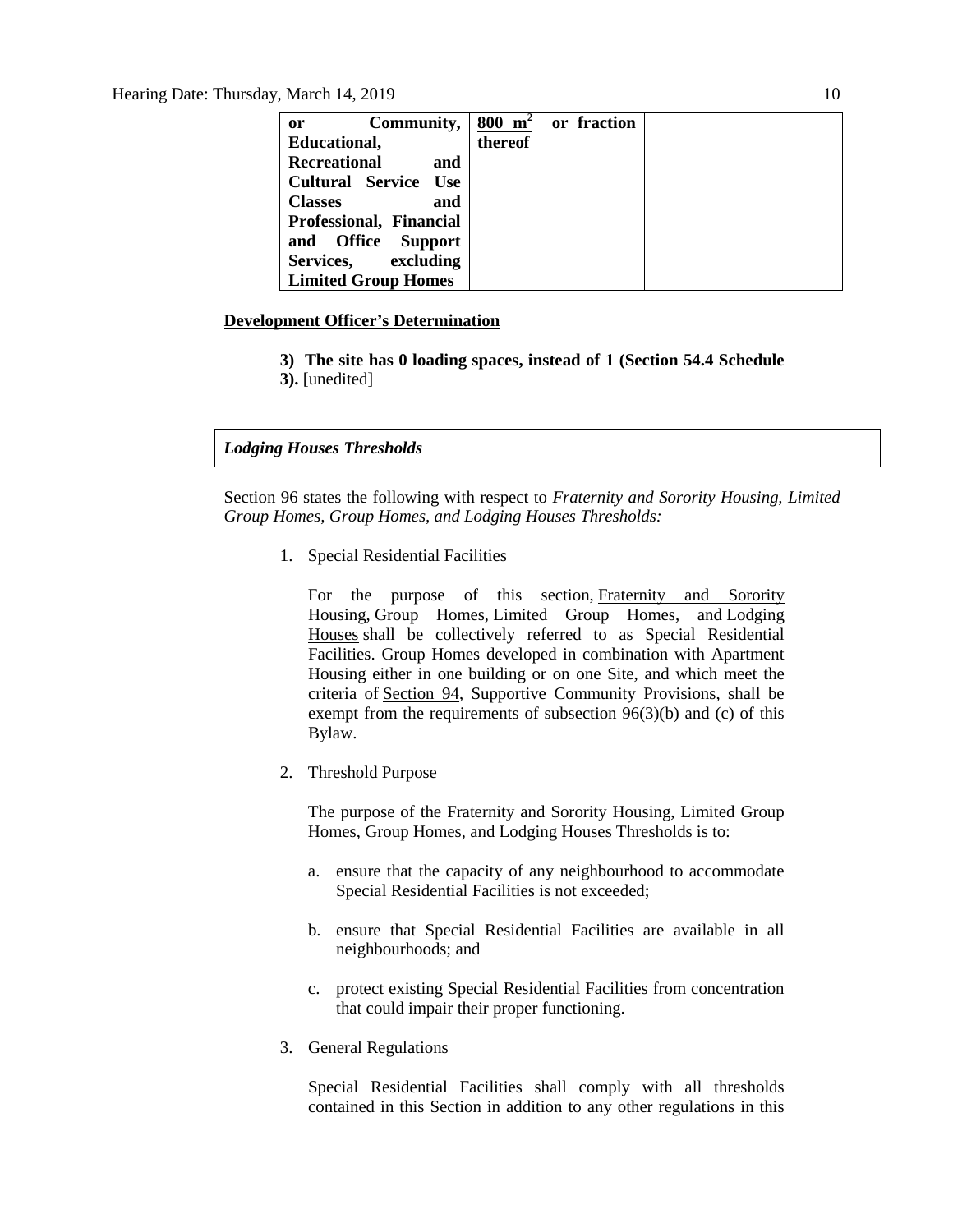| | | |
|---|---|---|
| **or Community, Educational, Recreational and Cultural Service Use Classes and Professional, Financial and Office Support Services, excluding Limited Group Homes** | **800 $m^2$ or fraction thereof** | |

**Development Officer's Determination**

> **3) The site has 0 loading spaces, instead of 1 (Section 54.4 Schedule 3).** [unedited]

***Lodging Houses Thresholds***

Section 96 states the following with respect to *Fraternity and Sorority Housing, Limited Group Homes, Group Homes, and Lodging Houses Thresholds:*

1. Special Residential Facilities

   For the purpose of this section, Fraternity and Sorority Housing, Group Homes, Limited Group Homes, and Lodging Houses shall be collectively referred to as Special Residential Facilities. Group Homes developed in combination with Apartment Housing either in one building or on one Site, and which meet the criteria of Section 94, Supportive Community Provisions, shall be exempt from the requirements of subsection 96(3)(b) and (c) of this Bylaw.

2. Threshold Purpose

   The purpose of the Fraternity and Sorority Housing, Limited Group Homes, Group Homes, and Lodging Houses Thresholds is to:

   a. ensure that the capacity of any neighbourhood to accommodate Special Residential Facilities is not exceeded;

   b. ensure that Special Residential Facilities are available in all neighbourhoods; and

   c. protect existing Special Residential Facilities from concentration that could impair their proper functioning.

3. General Regulations

   Special Residential Facilities shall comply with all thresholds contained in this Section in addition to any other regulations in this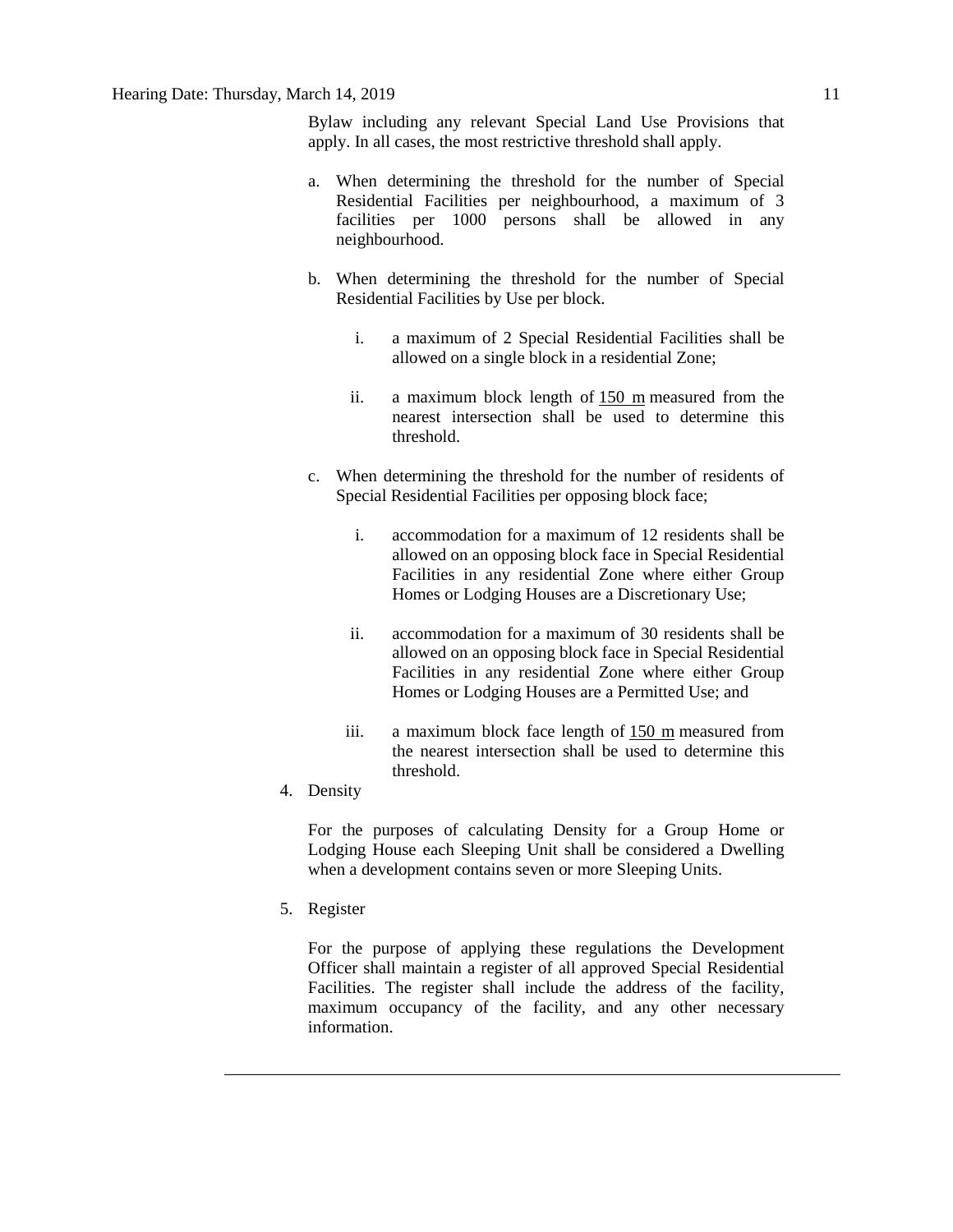Bylaw including any relevant Special Land Use Provisions that apply. In all cases, the most restrictive threshold shall apply.

a. When determining the threshold for the number of Special Residential Facilities per neighbourhood, a maximum of 3 facilities per 1000 persons shall be allowed in any neighbourhood.

b. When determining the threshold for the number of Special Residential Facilities by Use per block.

   i. a maximum of 2 Special Residential Facilities shall be allowed on a single block in a residential Zone;

   ii. a maximum block length of 150 m measured from the nearest intersection shall be used to determine this threshold.

c. When determining the threshold for the number of residents of Special Residential Facilities per opposing block face;

   i. accommodation for a maximum of 12 residents shall be allowed on an opposing block face in Special Residential Facilities in any residential Zone where either Group Homes or Lodging Houses are a Discretionary Use;

   ii. accommodation for a maximum of 30 residents shall be allowed on an opposing block face in Special Residential Facilities in any residential Zone where either Group Homes or Lodging Houses are a Permitted Use; and

   iii. a maximum block face length of 150 m measured from the nearest intersection shall be used to determine this threshold.

4. Density

   For the purposes of calculating Density for a Group Home or Lodging House each Sleeping Unit shall be considered a Dwelling when a development contains seven or more Sleeping Units.

5. Register

   For the purpose of applying these regulations the Development Officer shall maintain a register of all approved Special Residential Facilities. The register shall include the address of the facility, maximum occupancy of the facility, and any other necessary information.

---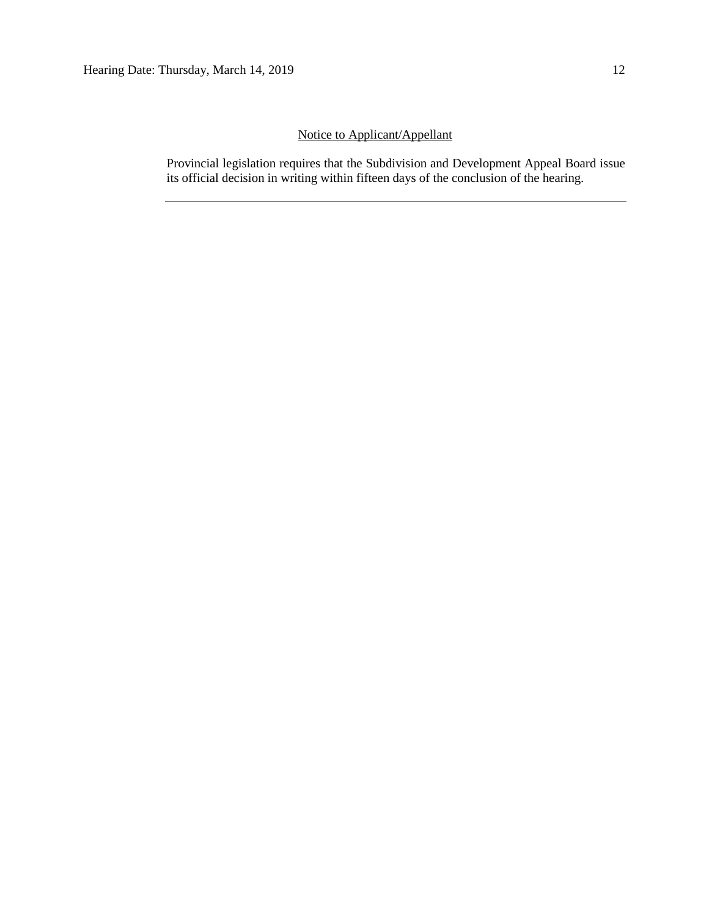Notice to Applicant/Appellant

Provincial legislation requires that the Subdivision and Development Appeal Board issue its official decision in writing within fifteen days of the conclusion of the hearing.

---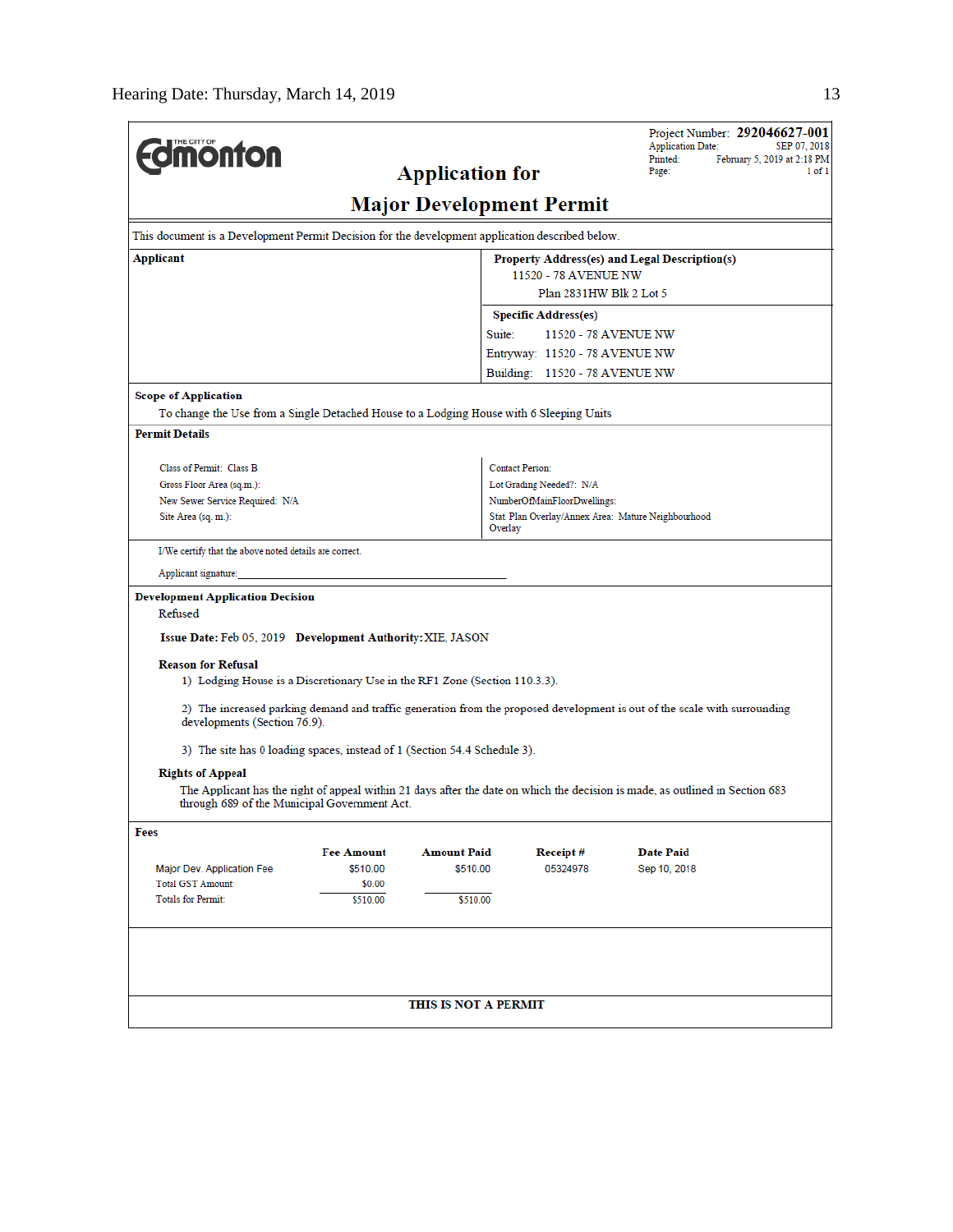THE CITY OF Edmonton

Project Number: **292046627-001**
Application Date: SEP 07, 2018
Printed: February 5, 2019 at 2:18 PM
Page: 1 of 1

# Application for
# Major Development Permit

This document is a Development Permit Decision for the development application described below.

**Applicant**

**Property Address(es) and Legal Description(s)**
11520 - 78 AVENUE NW
Plan 2831HW Blk 2 Lot 5

**Specific Address(es)**
Suite: 11520 - 78 AVENUE NW
Entryway: 11520 - 78 AVENUE NW
Building: 11520 - 78 AVENUE NW

**Scope of Application**
To change the Use from a Single Detached House to a Lodging House with 6 Sleeping Units

**Permit Details**

Class of Permit: Class B
Gross Floor Area (sq.m.):
New Sewer Service Required: N/A
Site Area (sq. m.):

Contact Person:
Lot Grading Needed?: N/A
NumberOfMainFloorDwellings:
Stat. Plan Overlay/Annex Area: Mature Neighbourhood Overlay

I/We certify that the above noted details are correct.

Applicant signature:____________________________________

**Development Application Decision**
Refused

**Issue Date:** Feb 05, 2019 **Development Authority:** XIE, JASON

**Reason for Refusal**

1) Lodging House is a Discretionary Use in the RF1 Zone (Section 110.3.3).

2) The increased parking demand and traffic generation from the proposed development is out of the scale with surrounding developments (Section 76.9).

3) The site has 0 loading spaces, instead of 1 (Section 54.4 Schedule 3).

**Rights of Appeal**
The Applicant has the right of appeal within 21 days after the date on which the decision is made, as outlined in Section 683 through 689 of the Municipal Government Act.

**Fees**

| | Fee Amount | Amount Paid | Receipt # | Date Paid |
|---|---|---|---|---|
| Major Dev. Application Fee | $510.00 | $510.00 | 05324978 | Sep 10, 2018 |
| Total GST Amount: | $0.00 | | | |
| Totals for Permit: | $510.00 | $510.00 | | |

**THIS IS NOT A PERMIT**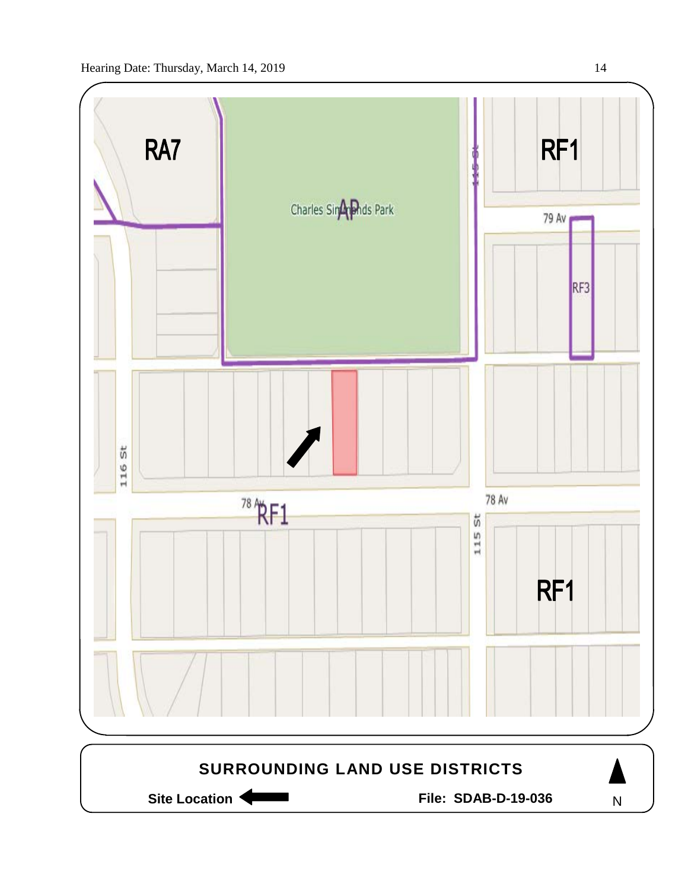RA7

Charles Simmonds Park

AP

RF1

79 Av

RF3

115 St

116 St

78 Av

RF1

78 Av

115 St

RF1

**SURROUNDING LAND USE DISTRICTS**

**Site Location**

**File: SDAB-D-19-036**

N